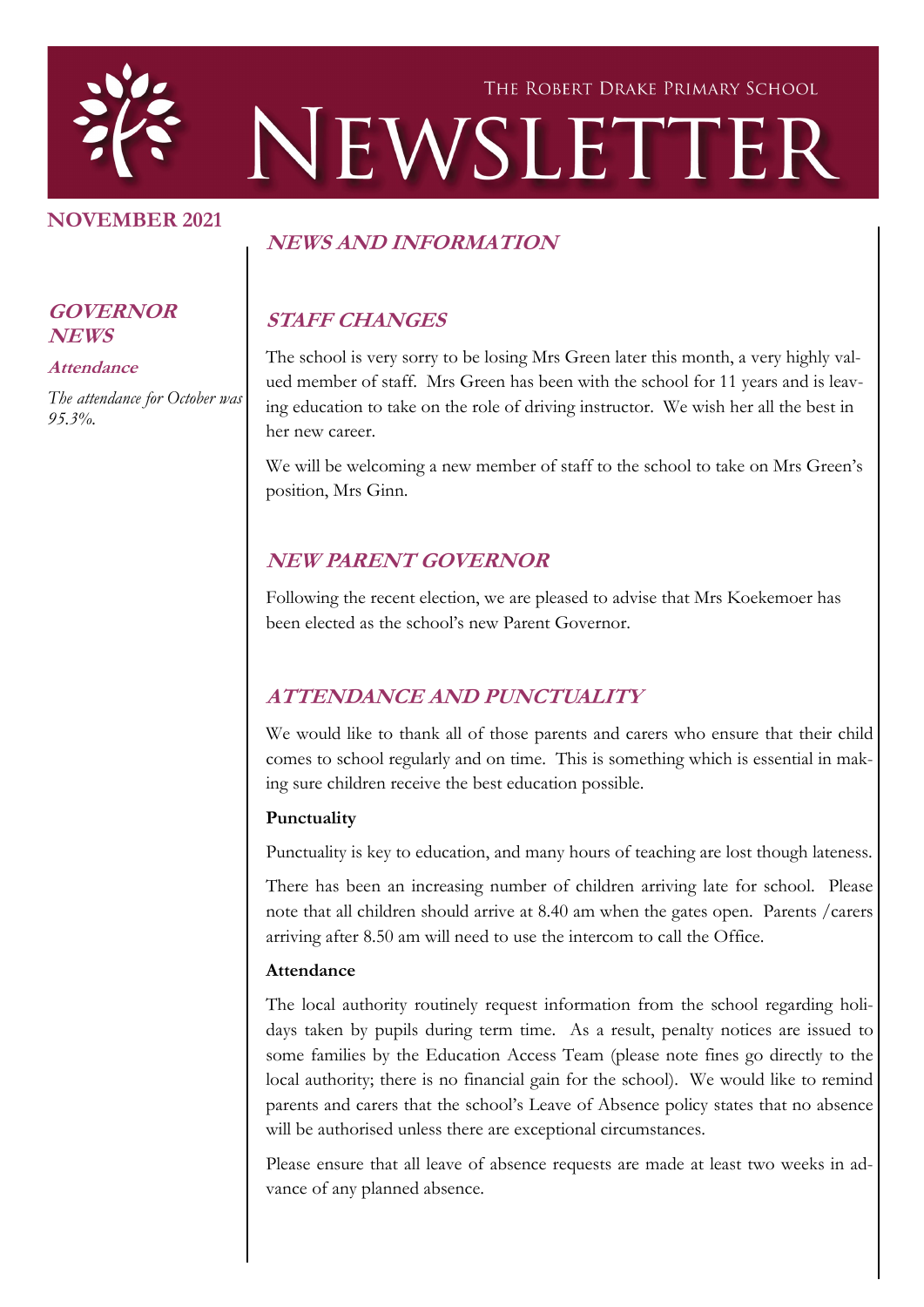# The Robert Drake Primary School Newsletter

**NOVEMBER 2021**

## GOVERNOR NEWS

### Attendance

*The attendance for October was 95.3%.*

## NEWS AND INFORMATION

### STAFF CHANGES

The school is very sorry to be losing Mrs Green later this month, a very highly valued member of staff. Mrs Green has been with the school for 11 years and is leaving education to take on the role of driving instructor. We wish her all the best in her new career.

We will be welcoming a new member of staff to the school to take on Mrs Green's position, Mrs Ginn.

### NEW PARENT GOVERNOR

Following the recent election, we are pleased to advise that Mrs Koekemoer has been elected as the school's new Parent Governor.

### ATTENDANCE AND PUNCTUALITY

We would like to thank all of those parents and carers who ensure that their child comes to school regularly and on time. This is something which is essential in making sure children receive the best education possible.

**Punctuality**

Punctuality is key to education, and many hours of teaching are lost though lateness.

There has been an increasing number of children arriving late for school. Please note that all children should arrive at 8.40 am when the gates open. Parents /carers arriving after 8.50 am will need to use the intercom to call the Office.

**Attendance**

The local authority routinely request information from the school regarding holidays taken by pupils during term time. As a result, penalty notices are issued to some families by the Education Access Team (please note fines go directly to the local authority; there is no financial gain for the school). We would like to remind parents and carers that the school's Leave of Absence policy states that no absence will be authorised unless there are exceptional circumstances.

Please ensure that all leave of absence requests are made at least two weeks in advance of any planned absence.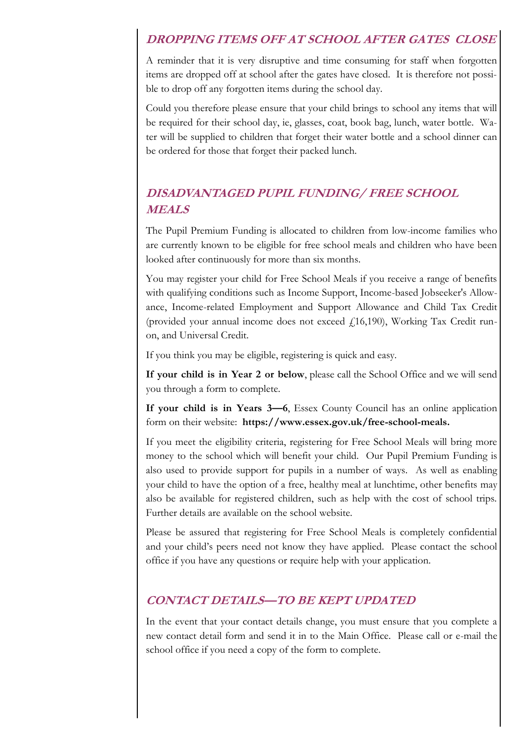## DROPPING ITEMS OFF AT SCHOOL AFTER GATES CLOSE

A reminder that it is very disruptive and time consuming for staff when forgotten items are dropped off at school after the gates have closed. It is therefore not possible to drop off any forgotten items during the school day.

Could you therefore please ensure that your child brings to school any items that will be required for their school day, ie, glasses, coat, book bag, lunch, water bottle. Water will be supplied to children that forget their water bottle and a school dinner can be ordered for those that forget their packed lunch.

## DISADVANTAGED PUPIL FUNDING/ FREE SCHOOL MEALS

The Pupil Premium Funding is allocated to children from low-income families who are currently known to be eligible for free school meals and children who have been looked after continuously for more than six months.

You may register your child for Free School Meals if you receive a range of benefits with qualifying conditions such as Income Support, Income-based Jobseeker's Allowance, Income-related Employment and Support Allowance and Child Tax Credit (provided your annual income does not exceed £16,190), Working Tax Credit run-on, and Universal Credit.

If you think you may be eligible, registering is quick and easy.

**If your child is in Year 2 or below**, please call the School Office and we will send you through a form to complete.

**If your child is in Years 3—6**, Essex County Council has an online application form on their website: **https://www.essex.gov.uk/free-school-meals.**

If you meet the eligibility criteria, registering for Free School Meals will bring more money to the school which will benefit your child. Our Pupil Premium Funding is also used to provide support for pupils in a number of ways. As well as enabling your child to have the option of a free, healthy meal at lunchtime, other benefits may also be available for registered children, such as help with the cost of school trips. Further details are available on the school website.

Please be assured that registering for Free School Meals is completely confidential and your child's peers need not know they have applied. Please contact the school office if you have any questions or require help with your application.

## CONTACT DETAILS—TO BE KEPT UPDATED

In the event that your contact details change, you must ensure that you complete a new contact detail form and send it in to the Main Office. Please call or e-mail the school office if you need a copy of the form to complete.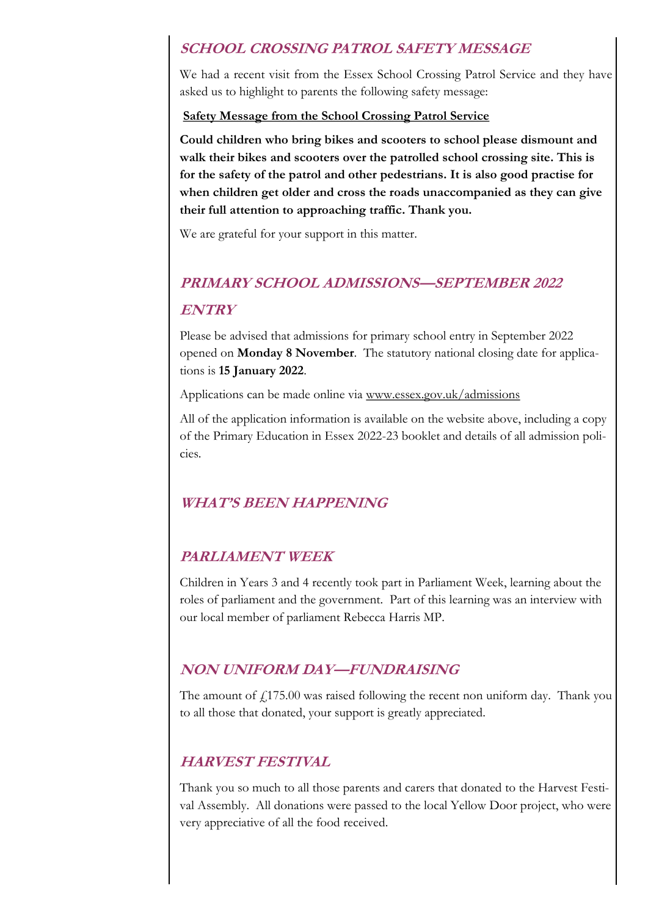## SCHOOL CROSSING PATROL SAFETY MESSAGE

We had a recent visit from the Essex School Crossing Patrol Service and they have asked us to highlight to parents the following safety message:

**Safety Message from the School Crossing Patrol Service**

**Could children who bring bikes and scooters to school please dismount and walk their bikes and scooters over the patrolled school crossing site. This is for the safety of the patrol and other pedestrians. It is also good practise for when children get older and cross the roads unaccompanied as they can give their full attention to approaching traffic. Thank you.**

We are grateful for your support in this matter.

## PRIMARY SCHOOL ADMISSIONS—SEPTEMBER 2022 ENTRY

Please be advised that admissions for primary school entry in September 2022 opened on **Monday 8 November**. The statutory national closing date for applications is **15 January 2022**.

Applications can be made online via www.essex.gov.uk/admissions

All of the application information is available on the website above, including a copy of the Primary Education in Essex 2022-23 booklet and details of all admission policies.

## WHAT'S BEEN HAPPENING

### PARLIAMENT WEEK

Children in Years 3 and 4 recently took part in Parliament Week, learning about the roles of parliament and the government. Part of this learning was an interview with our local member of parliament Rebecca Harris MP.

### NON UNIFORM DAY—FUNDRAISING

The amount of £175.00 was raised following the recent non uniform day. Thank you to all those that donated, your support is greatly appreciated.

### HARVEST FESTIVAL

Thank you so much to all those parents and carers that donated to the Harvest Festival Assembly. All donations were passed to the local Yellow Door project, who were very appreciative of all the food received.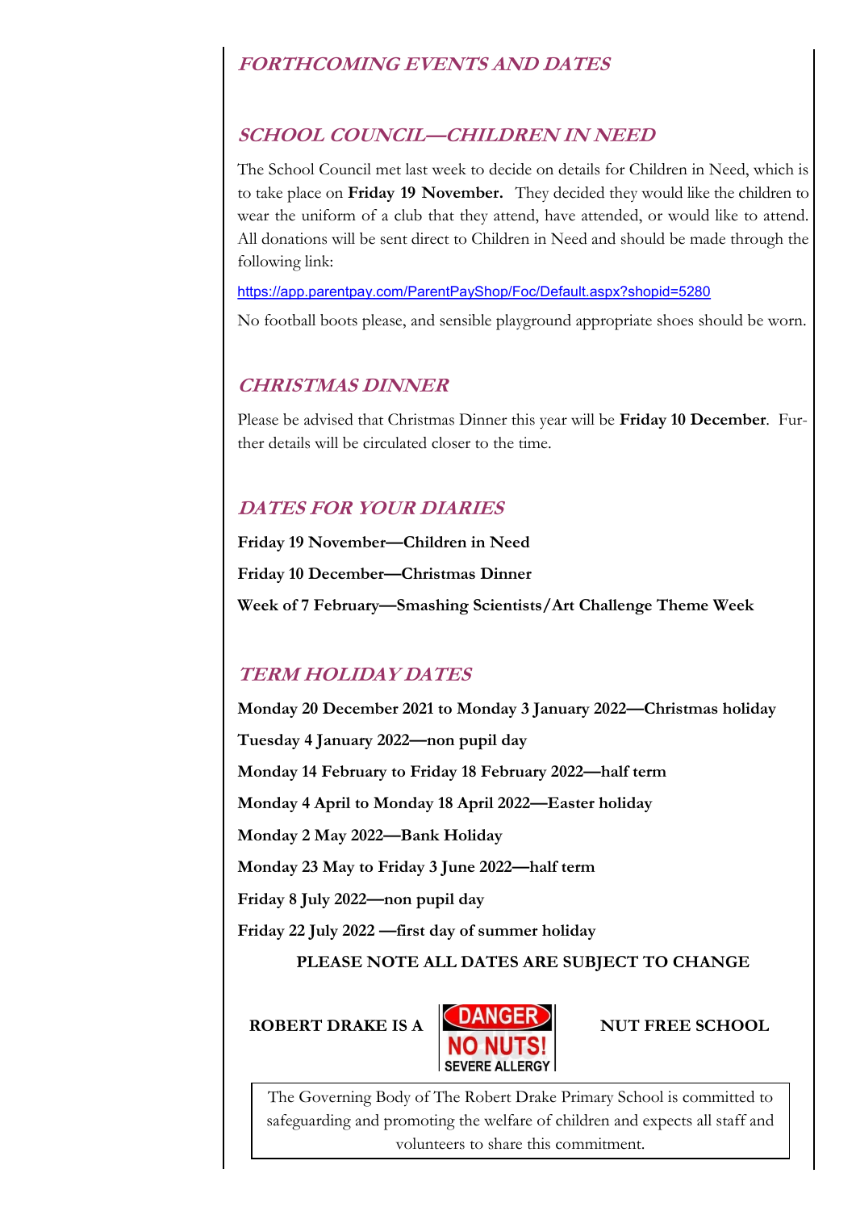## *FORTHCOMING EVENTS AND DATES*

## *SCHOOL COUNCIL—CHILDREN IN NEED*

The School Council met last week to decide on details for Children in Need, which is to take place on **Friday 19 November.** They decided they would like the children to wear the uniform of a club that they attend, have attended, or would like to attend. All donations will be sent direct to Children in Need and should be made through the following link:

https://app.parentpay.com/ParentPayShop/Foc/Default.aspx?shopid=5280

No football boots please, and sensible playground appropriate shoes should be worn.

## *CHRISTMAS DINNER*

Please be advised that Christmas Dinner this year will be **Friday 10 December**. Further details will be circulated closer to the time.

## *DATES FOR YOUR DIARIES*

**Friday 19 November—Children in Need**

**Friday 10 December—Christmas Dinner**

**Week of 7 February—Smashing Scientists/Art Challenge Theme Week**

## *TERM HOLIDAY DATES*

**Monday 20 December 2021 to Monday 3 January 2022—Christmas holiday**

**Tuesday 4 January 2022—non pupil day**

**Monday 14 February to Friday 18 February 2022—half term**

**Monday 4 April to Monday 18 April 2022—Easter holiday**

**Monday 2 May 2022—Bank Holiday**

**Monday 23 May to Friday 3 June 2022—half term**

**Friday 8 July 2022—non pupil day**

**Friday 22 July 2022 —first day of summer holiday**

**PLEASE NOTE ALL DATES ARE SUBJECT TO CHANGE**

**ROBERT DRAKE IS A** DANGER NO NUTS! SEVERE ALLERGY **NUT FREE SCHOOL**

The Governing Body of The Robert Drake Primary School is committed to safeguarding and promoting the welfare of children and expects all staff and volunteers to share this commitment.